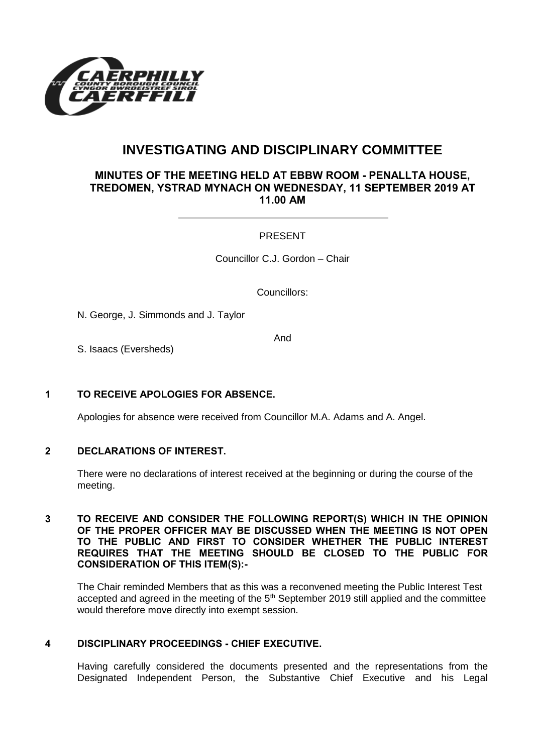# INVESTIGATING AND DISCIPLINARY COMMITTEE

## MINUTES OF THE MEETING HELD AT EBBW ROOM - PENALLTA HOUSE, TREDOMEN, YSTRAD MYNACH ON WEDNESDAY, 11 SEPTEMBER 2019 AT 11.00 AM

PRESENT

Councillor C.J. Gordon – Chair

Councillors:

N. George, J. Simmonds and J. Taylor

And

S. Isaacs (Eversheds)

### 1 TO RECEIVE APOLOGIES FOR ABSENCE.

Apologies for absence were received from Councillor M.A. Adams and A. Angel.

### 2 DECLARATIONS OF INTEREST.

There were no declarations of interest received at the beginning or during the course of the meeting.

### 3 TO RECEIVE AND CONSIDER THE FOLLOWING REPORT(S) WHICH IN THE OPINION OF THE PROPER OFFICER MAY BE DISCUSSED WHEN THE MEETING IS NOT OPEN TO THE PUBLIC AND FIRST TO CONSIDER WHETHER THE PUBLIC INTEREST REQUIRES THAT THE MEETING SHOULD BE CLOSED TO THE PUBLIC FOR CONSIDERATION OF THIS ITEM(S):-

The Chair reminded Members that as this was a reconvened meeting the Public Interest Test accepted and agreed in the meeting of the 5th September 2019 still applied and the committee would therefore move directly into exempt session.

### 4 DISCIPLINARY PROCEEDINGS - CHIEF EXECUTIVE.

Having carefully considered the documents presented and the representations from the Designated Independent Person, the Substantive Chief Executive and his Legal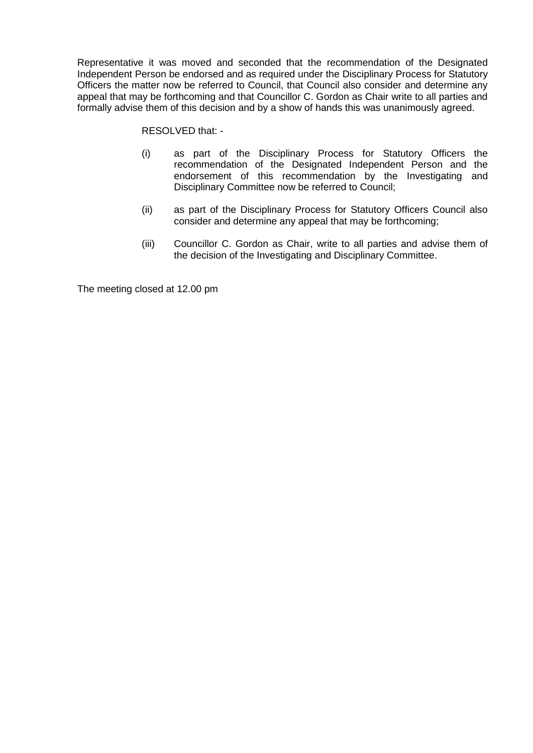Representative it was moved and seconded that the recommendation of the Designated Independent Person be endorsed and as required under the Disciplinary Process for Statutory Officers the matter now be referred to Council, that Council also consider and determine any appeal that may be forthcoming and that Councillor C. Gordon as Chair write to all parties and formally advise them of this decision and by a show of hands this was unanimously agreed.

RESOLVED that: -

(i) as part of the Disciplinary Process for Statutory Officers the recommendation of the Designated Independent Person and the endorsement of this recommendation by the Investigating and Disciplinary Committee now be referred to Council;

(ii) as part of the Disciplinary Process for Statutory Officers Council also consider and determine any appeal that may be forthcoming;

(iii) Councillor C. Gordon as Chair, write to all parties and advise them of the decision of the Investigating and Disciplinary Committee.

The meeting closed at 12.00 pm